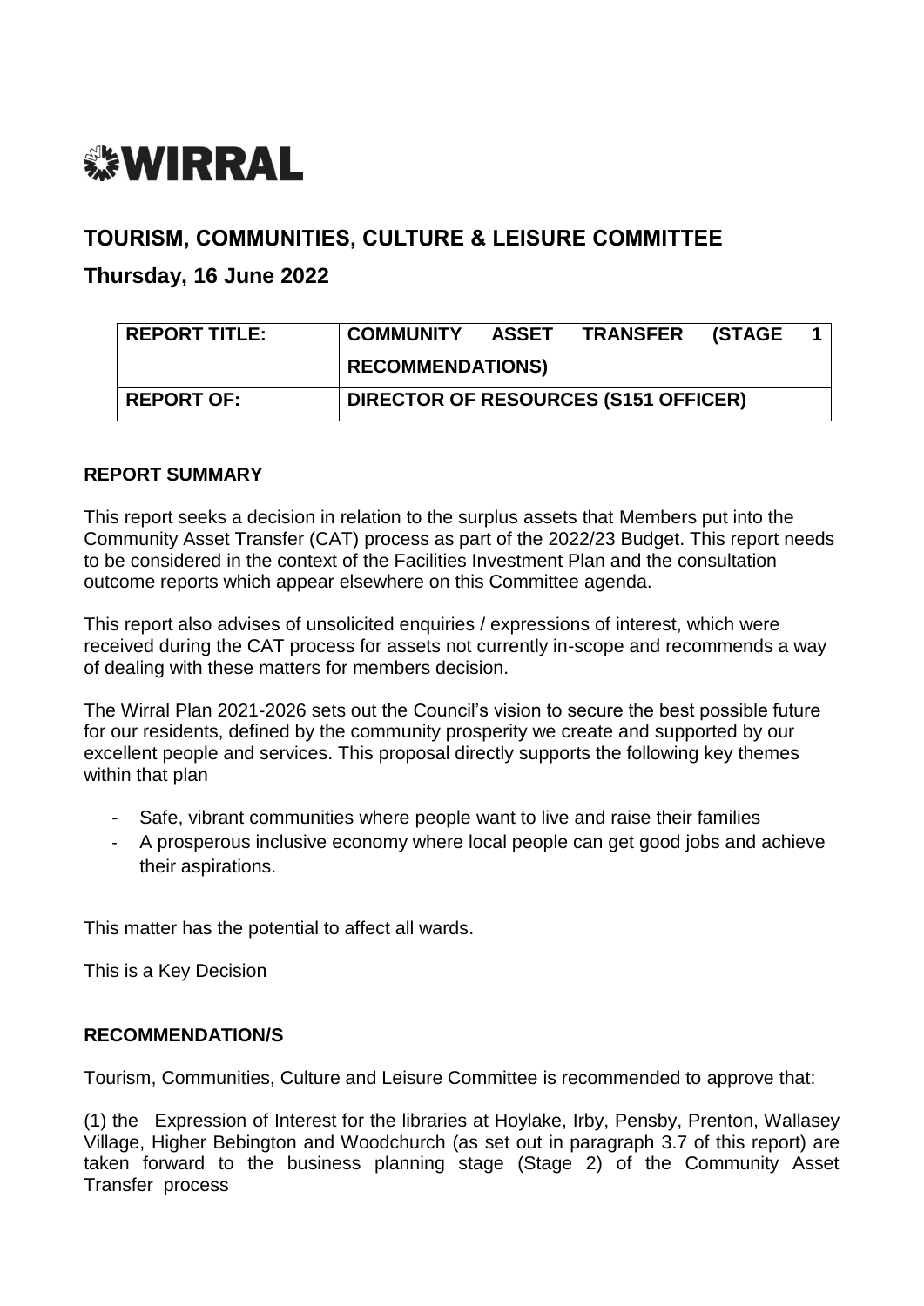# WIRRAL

## TOURISM, COMMUNITIES, CULTURE & LEISURE COMMITTEE

### Thursday, 16 June 2022

| REPORT TITLE: | COMMUNITY ASSET TRANSFER (STAGE 1 RECOMMENDATIONS) |
|---|---|
| REPORT OF: | DIRECTOR OF RESOURCES (S151 OFFICER) |

**REPORT SUMMARY**

This report seeks a decision in relation to the surplus assets that Members put into the Community Asset Transfer (CAT) process as part of the 2022/23 Budget. This report needs to be considered in the context of the Facilities Investment Plan and the consultation outcome reports which appear elsewhere on this Committee agenda.

This report also advises of unsolicited enquiries / expressions of interest, which were received during the CAT process for assets not currently in-scope and recommends a way of dealing with these matters for members decision.

The Wirral Plan 2021-2026 sets out the Council's vision to secure the best possible future for our residents, defined by the community prosperity we create and supported by our excellent people and services. This proposal directly supports the following key themes within that plan

- Safe, vibrant communities where people want to live and raise their families
- A prosperous inclusive economy where local people can get good jobs and achieve their aspirations.

This matter has the potential to affect all wards.

This is a Key Decision

**RECOMMENDATION/S**

Tourism, Communities, Culture and Leisure Committee is recommended to approve that:

(1) the Expression of Interest for the libraries at Hoylake, Irby, Pensby, Prenton, Wallasey Village, Higher Bebington and Woodchurch (as set out in paragraph 3.7 of this report) are taken forward to the business planning stage (Stage 2) of the Community Asset Transfer process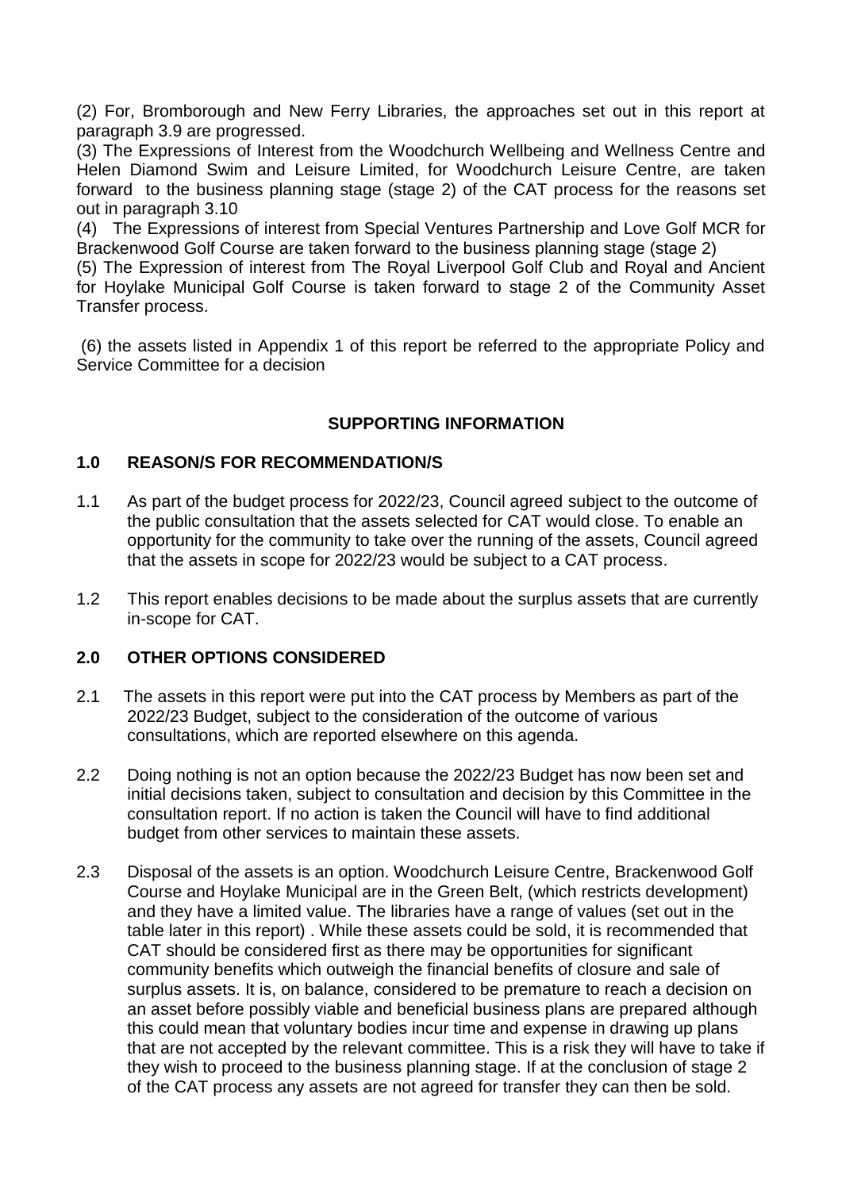(2) For, Bromborough and New Ferry Libraries, the approaches set out in this report at paragraph 3.9 are progressed.

(3) The Expressions of Interest from the Woodchurch Wellbeing and Wellness Centre and Helen Diamond Swim and Leisure Limited, for Woodchurch Leisure Centre, are taken forward to the business planning stage (stage 2) of the CAT process for the reasons set out in paragraph 3.10

(4) The Expressions of interest from Special Ventures Partnership and Love Golf MCR for Brackenwood Golf Course are taken forward to the business planning stage (stage 2)

(5) The Expression of interest from The Royal Liverpool Golf Club and Royal and Ancient for Hoylake Municipal Golf Course is taken forward to stage 2 of the Community Asset Transfer process.

(6) the assets listed in Appendix 1 of this report be referred to the appropriate Policy and Service Committee for a decision

## SUPPORTING INFORMATION

### 1.0 REASON/S FOR RECOMMENDATION/S

1.1 As part of the budget process for 2022/23, Council agreed subject to the outcome of the public consultation that the assets selected for CAT would close. To enable an opportunity for the community to take over the running of the assets, Council agreed that the assets in scope for 2022/23 would be subject to a CAT process.

1.2 This report enables decisions to be made about the surplus assets that are currently in-scope for CAT.

### 2.0 OTHER OPTIONS CONSIDERED

2.1 The assets in this report were put into the CAT process by Members as part of the 2022/23 Budget, subject to the consideration of the outcome of various consultations, which are reported elsewhere on this agenda.

2.2 Doing nothing is not an option because the 2022/23 Budget has now been set and initial decisions taken, subject to consultation and decision by this Committee in the consultation report. If no action is taken the Council will have to find additional budget from other services to maintain these assets.

2.3 Disposal of the assets is an option. Woodchurch Leisure Centre, Brackenwood Golf Course and Hoylake Municipal are in the Green Belt, (which restricts development) and they have a limited value. The libraries have a range of values (set out in the table later in this report) . While these assets could be sold, it is recommended that CAT should be considered first as there may be opportunities for significant community benefits which outweigh the financial benefits of closure and sale of surplus assets. It is, on balance, considered to be premature to reach a decision on an asset before possibly viable and beneficial business plans are prepared although this could mean that voluntary bodies incur time and expense in drawing up plans that are not accepted by the relevant committee. This is a risk they will have to take if they wish to proceed to the business planning stage. If at the conclusion of stage 2 of the CAT process any assets are not agreed for transfer they can then be sold.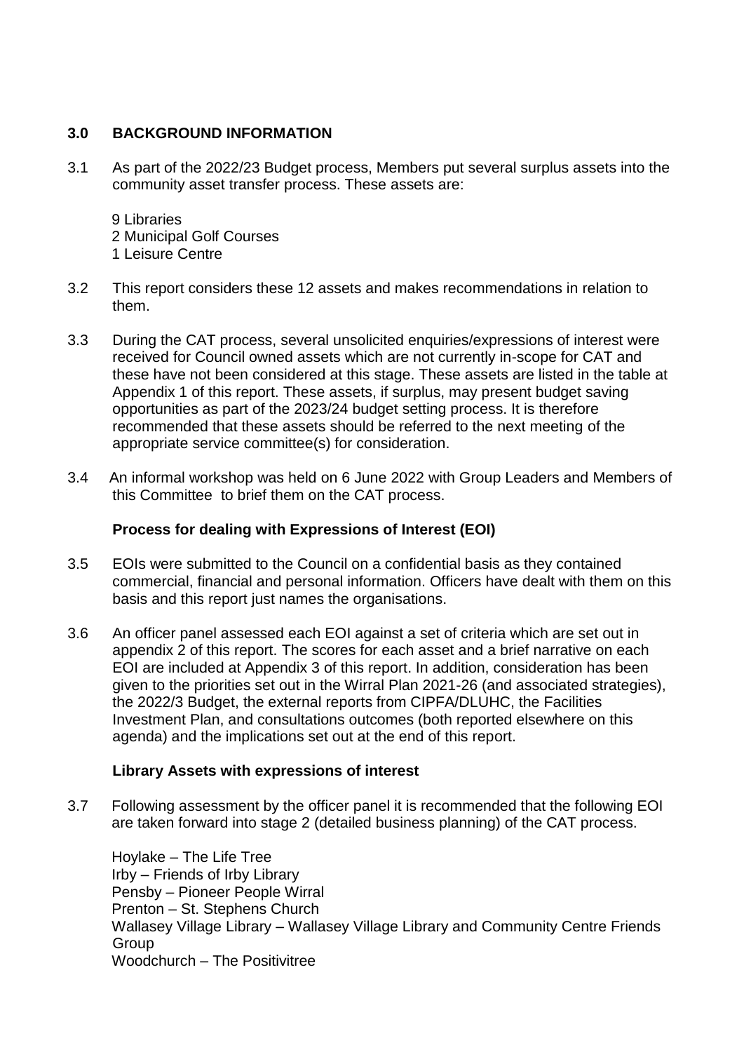## 3.0 BACKGROUND INFORMATION

3.1 As part of the 2022/23 Budget process, Members put several surplus assets into the community asset transfer process. These assets are:

9 Libraries
2 Municipal Golf Courses
1 Leisure Centre

3.2 This report considers these 12 assets and makes recommendations in relation to them.

3.3 During the CAT process, several unsolicited enquiries/expressions of interest were received for Council owned assets which are not currently in-scope for CAT and these have not been considered at this stage. These assets are listed in the table at Appendix 1 of this report. These assets, if surplus, may present budget saving opportunities as part of the 2023/24 budget setting process. It is therefore recommended that these assets should be referred to the next meeting of the appropriate service committee(s) for consideration.

3.4 An informal workshop was held on 6 June 2022 with Group Leaders and Members of this Committee to brief them on the CAT process.

**Process for dealing with Expressions of Interest (EOI)**

3.5 EOIs were submitted to the Council on a confidential basis as they contained commercial, financial and personal information. Officers have dealt with them on this basis and this report just names the organisations.

3.6 An officer panel assessed each EOI against a set of criteria which are set out in appendix 2 of this report. The scores for each asset and a brief narrative on each EOI are included at Appendix 3 of this report. In addition, consideration has been given to the priorities set out in the Wirral Plan 2021-26 (and associated strategies), the 2022/3 Budget, the external reports from CIPFA/DLUHC, the Facilities Investment Plan, and consultations outcomes (both reported elsewhere on this agenda) and the implications set out at the end of this report.

**Library Assets with expressions of interest**

3.7 Following assessment by the officer panel it is recommended that the following EOI are taken forward into stage 2 (detailed business planning) of the CAT process.

Hoylake – The Life Tree
Irby – Friends of Irby Library
Pensby – Pioneer People Wirral
Prenton – St. Stephens Church
Wallasey Village Library – Wallasey Village Library and Community Centre Friends Group
Woodchurch – The Positivitree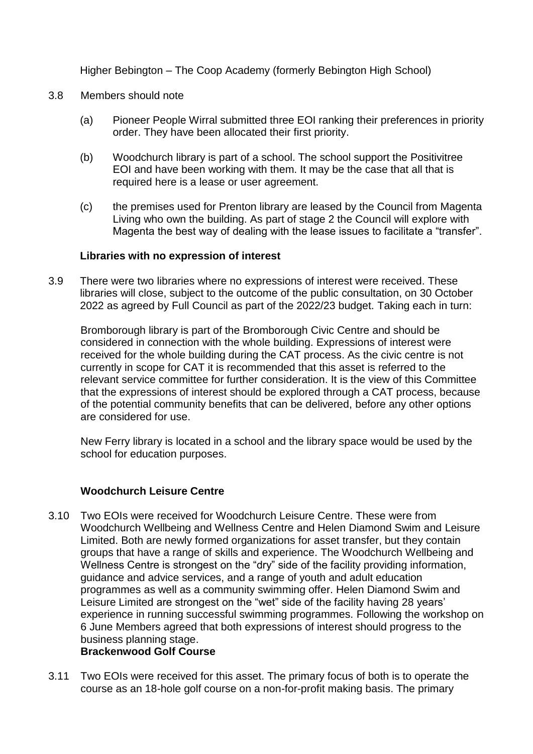Higher Bebington – The Coop Academy (formerly Bebington High School)

3.8 Members should note

(a) Pioneer People Wirral submitted three EOI ranking their preferences in priority order. They have been allocated their first priority.

(b) Woodchurch library is part of a school. The school support the Positivitree EOI and have been working with them. It may be the case that all that is required here is a lease or user agreement.

(c) the premises used for Prenton library are leased by the Council from Magenta Living who own the building. As part of stage 2 the Council will explore with Magenta the best way of dealing with the lease issues to facilitate a "transfer".

**Libraries with no expression of interest**

3.9 There were two libraries where no expressions of interest were received. These libraries will close, subject to the outcome of the public consultation, on 30 October 2022 as agreed by Full Council as part of the 2022/23 budget. Taking each in turn:

Bromborough library is part of the Bromborough Civic Centre and should be considered in connection with the whole building. Expressions of interest were received for the whole building during the CAT process. As the civic centre is not currently in scope for CAT it is recommended that this asset is referred to the relevant service committee for further consideration. It is the view of this Committee that the expressions of interest should be explored through a CAT process, because of the potential community benefits that can be delivered, before any other options are considered for use.

New Ferry library is located in a school and the library space would be used by the school for education purposes.

**Woodchurch Leisure Centre**

3.10 Two EOIs were received for Woodchurch Leisure Centre. These were from Woodchurch Wellbeing and Wellness Centre and Helen Diamond Swim and Leisure Limited. Both are newly formed organizations for asset transfer, but they contain groups that have a range of skills and experience. The Woodchurch Wellbeing and Wellness Centre is strongest on the "dry" side of the facility providing information, guidance and advice services, and a range of youth and adult education programmes as well as a community swimming offer. Helen Diamond Swim and Leisure Limited are strongest on the "wet" side of the facility having 28 years' experience in running successful swimming programmes. Following the workshop on 6 June Members agreed that both expressions of interest should progress to the business planning stage.

**Brackenwood Golf Course**

3.11 Two EOIs were received for this asset. The primary focus of both is to operate the course as an 18-hole golf course on a non-for-profit making basis. The primary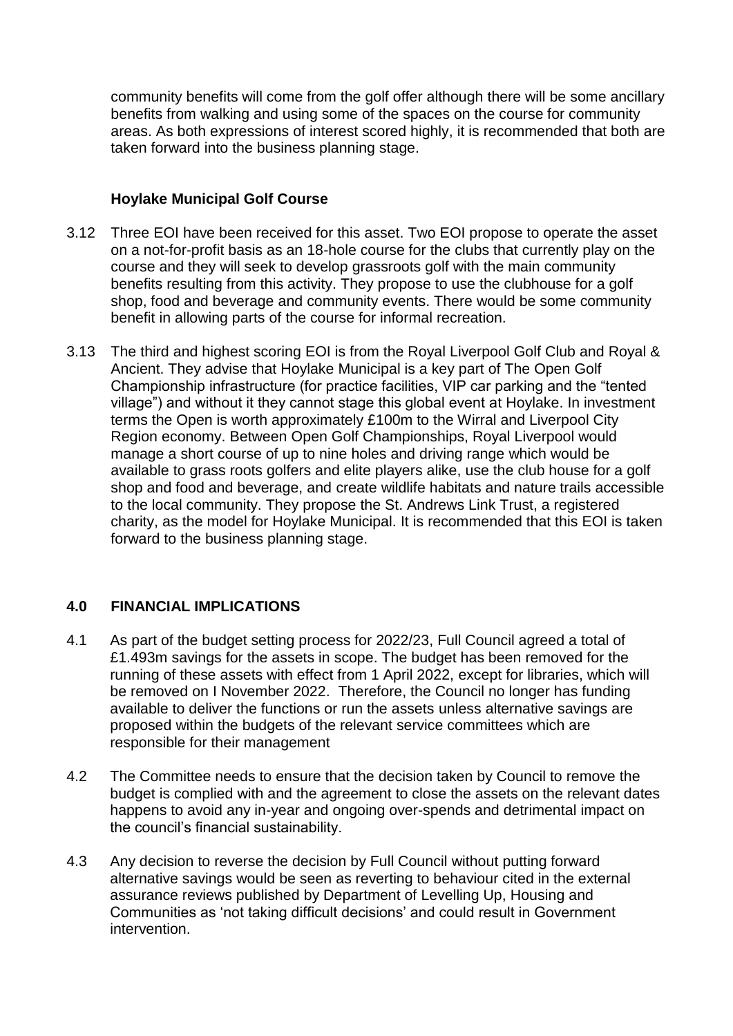community benefits will come from the golf offer although there will be some ancillary benefits from walking and using some of the spaces on the course for community areas. As both expressions of interest scored highly, it is recommended that both are taken forward into the business planning stage.

### Hoylake Municipal Golf Course

3.12 Three EOI have been received for this asset. Two EOI propose to operate the asset on a not-for-profit basis as an 18-hole course for the clubs that currently play on the course and they will seek to develop grassroots golf with the main community benefits resulting from this activity. They propose to use the clubhouse for a golf shop, food and beverage and community events. There would be some community benefit in allowing parts of the course for informal recreation.

3.13 The third and highest scoring EOI is from the Royal Liverpool Golf Club and Royal & Ancient. They advise that Hoylake Municipal is a key part of The Open Golf Championship infrastructure (for practice facilities, VIP car parking and the "tented village") and without it they cannot stage this global event at Hoylake. In investment terms the Open is worth approximately £100m to the Wirral and Liverpool City Region economy. Between Open Golf Championships, Royal Liverpool would manage a short course of up to nine holes and driving range which would be available to grass roots golfers and elite players alike, use the club house for a golf shop and food and beverage, and create wildlife habitats and nature trails accessible to the local community. They propose the St. Andrews Link Trust, a registered charity, as the model for Hoylake Municipal. It is recommended that this EOI is taken forward to the business planning stage.

## 4.0 FINANCIAL IMPLICATIONS

4.1 As part of the budget setting process for 2022/23, Full Council agreed a total of £1.493m savings for the assets in scope. The budget has been removed for the running of these assets with effect from 1 April 2022, except for libraries, which will be removed on I November 2022. Therefore, the Council no longer has funding available to deliver the functions or run the assets unless alternative savings are proposed within the budgets of the relevant service committees which are responsible for their management

4.2 The Committee needs to ensure that the decision taken by Council to remove the budget is complied with and the agreement to close the assets on the relevant dates happens to avoid any in-year and ongoing over-spends and detrimental impact on the council's financial sustainability.

4.3 Any decision to reverse the decision by Full Council without putting forward alternative savings would be seen as reverting to behaviour cited in the external assurance reviews published by Department of Levelling Up, Housing and Communities as 'not taking difficult decisions' and could result in Government intervention.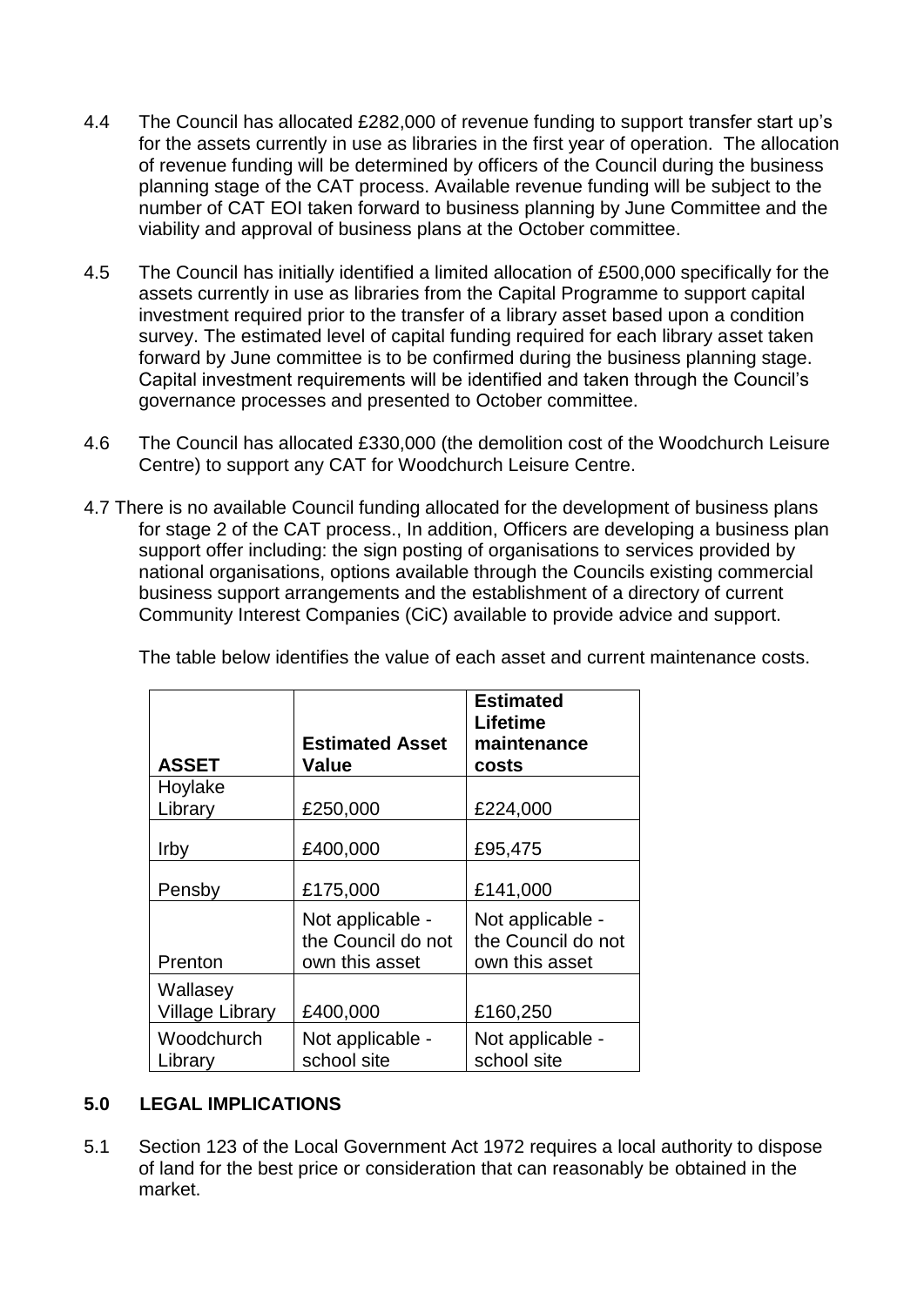4.4 The Council has allocated £282,000 of revenue funding to support transfer start up's for the assets currently in use as libraries in the first year of operation. The allocation of revenue funding will be determined by officers of the Council during the business planning stage of the CAT process. Available revenue funding will be subject to the number of CAT EOI taken forward to business planning by June Committee and the viability and approval of business plans at the October committee.

4.5 The Council has initially identified a limited allocation of £500,000 specifically for the assets currently in use as libraries from the Capital Programme to support capital investment required prior to the transfer of a library asset based upon a condition survey. The estimated level of capital funding required for each library asset taken forward by June committee is to be confirmed during the business planning stage. Capital investment requirements will be identified and taken through the Council's governance processes and presented to October committee.

4.6 The Council has allocated £330,000 (the demolition cost of the Woodchurch Leisure Centre) to support any CAT for Woodchurch Leisure Centre.

4.7 There is no available Council funding allocated for the development of business plans for stage 2 of the CAT process., In addition, Officers are developing a business plan support offer including: the sign posting of organisations to services provided by national organisations, options available through the Councils existing commercial business support arrangements and the establishment of a directory of current Community Interest Companies (CiC) available to provide advice and support.

The table below identifies the value of each asset and current maintenance costs.

| ASSET | Estimated Asset Value | Estimated Lifetime maintenance costs |
|---|---|---|
| Hoylake Library | £250,000 | £224,000 |
| Irby | £400,000 | £95,475 |
| Pensby | £175,000 | £141,000 |
| Prenton | Not applicable - the Council do not own this asset | Not applicable - the Council do not own this asset |
| Wallasey Village Library | £400,000 | £160,250 |
| Woodchurch Library | Not applicable - school site | Not applicable - school site |

## 5.0 LEGAL IMPLICATIONS

5.1 Section 123 of the Local Government Act 1972 requires a local authority to dispose of land for the best price or consideration that can reasonably be obtained in the market.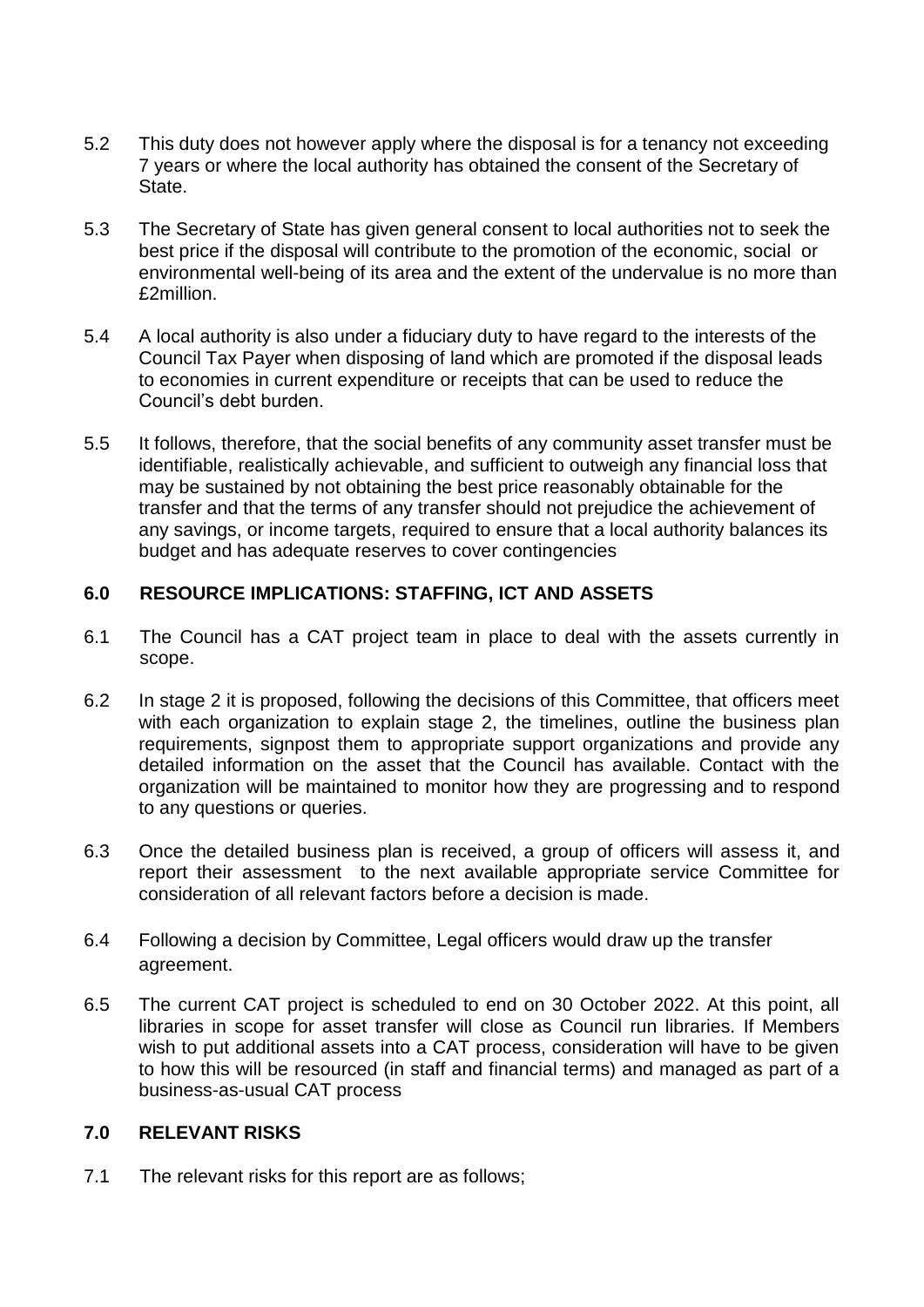5.2 This duty does not however apply where the disposal is for a tenancy not exceeding 7 years or where the local authority has obtained the consent of the Secretary of State.

5.3 The Secretary of State has given general consent to local authorities not to seek the best price if the disposal will contribute to the promotion of the economic, social or environmental well-being of its area and the extent of the undervalue is no more than £2million.

5.4 A local authority is also under a fiduciary duty to have regard to the interests of the Council Tax Payer when disposing of land which are promoted if the disposal leads to economies in current expenditure or receipts that can be used to reduce the Council's debt burden.

5.5 It follows, therefore, that the social benefits of any community asset transfer must be identifiable, realistically achievable, and sufficient to outweigh any financial loss that may be sustained by not obtaining the best price reasonably obtainable for the transfer and that the terms of any transfer should not prejudice the achievement of any savings, or income targets, required to ensure that a local authority balances its budget and has adequate reserves to cover contingencies

## 6.0 RESOURCE IMPLICATIONS: STAFFING, ICT AND ASSETS

6.1 The Council has a CAT project team in place to deal with the assets currently in scope.

6.2 In stage 2 it is proposed, following the decisions of this Committee, that officers meet with each organization to explain stage 2, the timelines, outline the business plan requirements, signpost them to appropriate support organizations and provide any detailed information on the asset that the Council has available. Contact with the organization will be maintained to monitor how they are progressing and to respond to any questions or queries.

6.3 Once the detailed business plan is received, a group of officers will assess it, and report their assessment to the next available appropriate service Committee for consideration of all relevant factors before a decision is made.

6.4 Following a decision by Committee, Legal officers would draw up the transfer agreement.

6.5 The current CAT project is scheduled to end on 30 October 2022. At this point, all libraries in scope for asset transfer will close as Council run libraries. If Members wish to put additional assets into a CAT process, consideration will have to be given to how this will be resourced (in staff and financial terms) and managed as part of a business-as-usual CAT process

## 7.0 RELEVANT RISKS

7.1 The relevant risks for this report are as follows;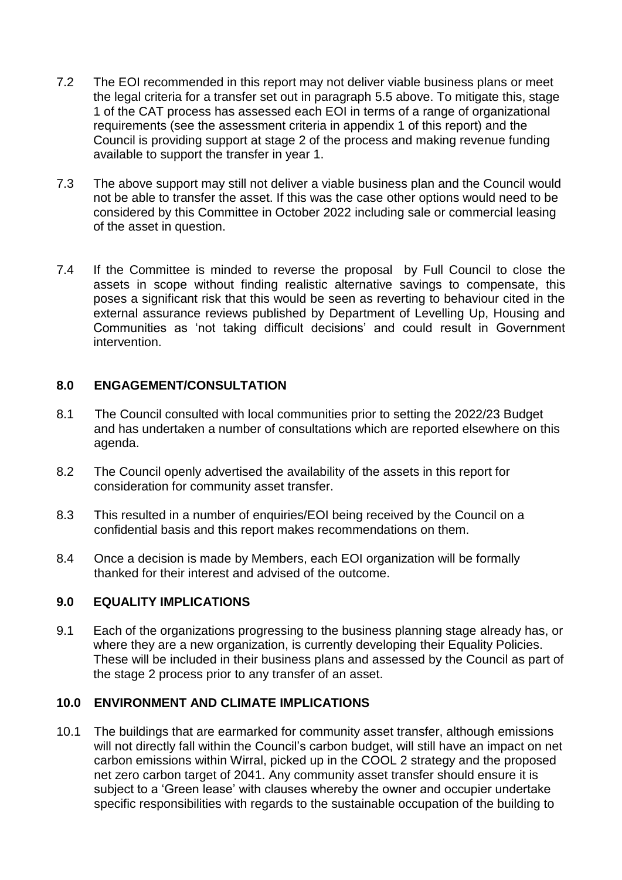7.2 The EOI recommended in this report may not deliver viable business plans or meet the legal criteria for a transfer set out in paragraph 5.5 above. To mitigate this, stage 1 of the CAT process has assessed each EOI in terms of a range of organizational requirements (see the assessment criteria in appendix 1 of this report) and the Council is providing support at stage 2 of the process and making revenue funding available to support the transfer in year 1.

7.3 The above support may still not deliver a viable business plan and the Council would not be able to transfer the asset. If this was the case other options would need to be considered by this Committee in October 2022 including sale or commercial leasing of the asset in question.

7.4 If the Committee is minded to reverse the proposal by Full Council to close the assets in scope without finding realistic alternative savings to compensate, this poses a significant risk that this would be seen as reverting to behaviour cited in the external assurance reviews published by Department of Levelling Up, Housing and Communities as 'not taking difficult decisions' and could result in Government intervention.

## 8.0 ENGAGEMENT/CONSULTATION

8.1 The Council consulted with local communities prior to setting the 2022/23 Budget and has undertaken a number of consultations which are reported elsewhere on this agenda.

8.2 The Council openly advertised the availability of the assets in this report for consideration for community asset transfer.

8.3 This resulted in a number of enquiries/EOI being received by the Council on a confidential basis and this report makes recommendations on them.

8.4 Once a decision is made by Members, each EOI organization will be formally thanked for their interest and advised of the outcome.

## 9.0 EQUALITY IMPLICATIONS

9.1 Each of the organizations progressing to the business planning stage already has, or where they are a new organization, is currently developing their Equality Policies. These will be included in their business plans and assessed by the Council as part of the stage 2 process prior to any transfer of an asset.

## 10.0 ENVIRONMENT AND CLIMATE IMPLICATIONS

10.1 The buildings that are earmarked for community asset transfer, although emissions will not directly fall within the Council's carbon budget, will still have an impact on net carbon emissions within Wirral, picked up in the COOL 2 strategy and the proposed net zero carbon target of 2041. Any community asset transfer should ensure it is subject to a 'Green lease' with clauses whereby the owner and occupier undertake specific responsibilities with regards to the sustainable occupation of the building to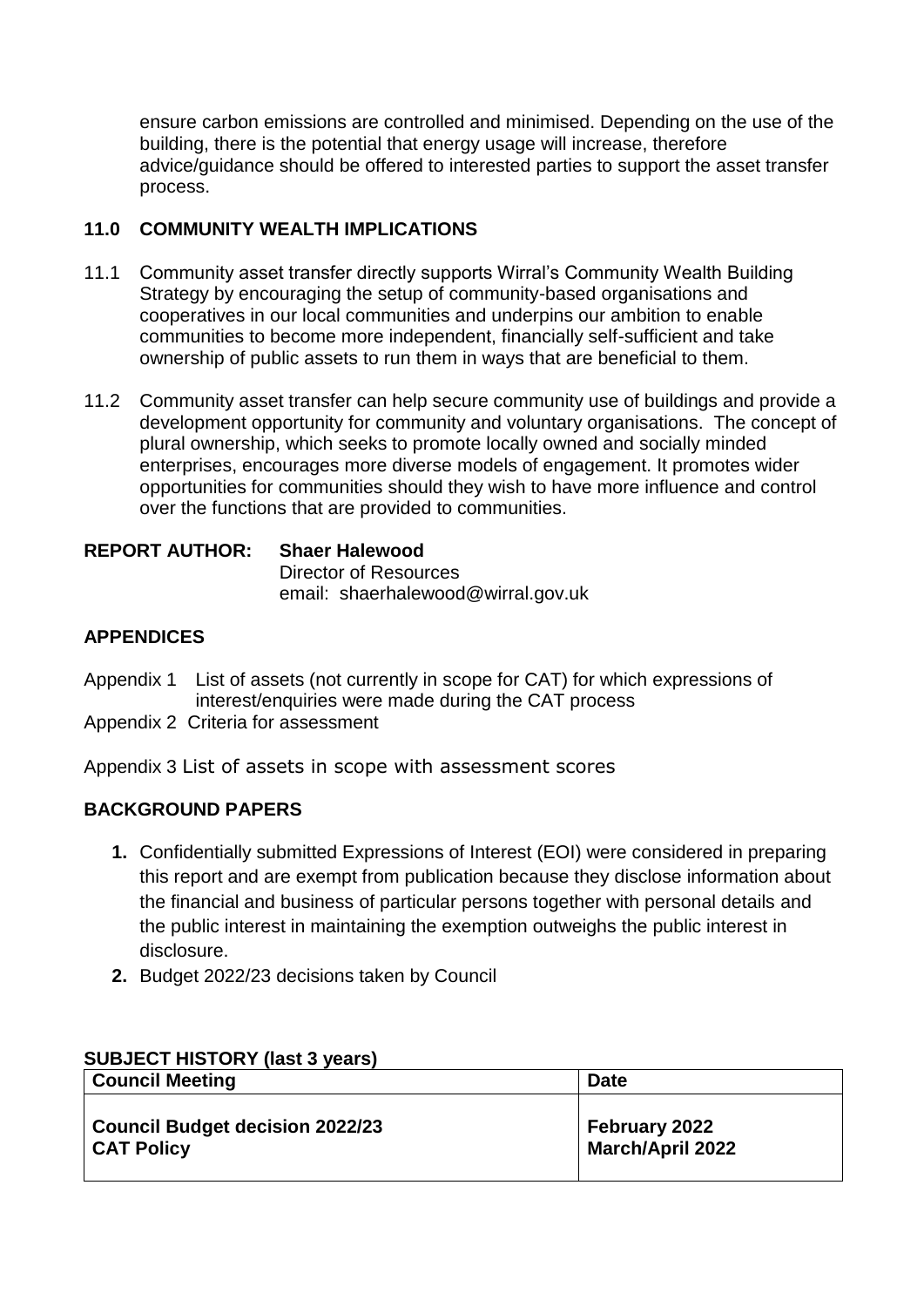ensure carbon emissions are controlled and minimised. Depending on the use of the building, there is the potential that energy usage will increase, therefore advice/guidance should be offered to interested parties to support the asset transfer process.

## 11.0 COMMUNITY WEALTH IMPLICATIONS

11.1 Community asset transfer directly supports Wirral's Community Wealth Building Strategy by encouraging the setup of community-based organisations and cooperatives in our local communities and underpins our ambition to enable communities to become more independent, financially self-sufficient and take ownership of public assets to run them in ways that are beneficial to them.

11.2 Community asset transfer can help secure community use of buildings and provide a development opportunity for community and voluntary organisations. The concept of plural ownership, which seeks to promote locally owned and socially minded enterprises, encourages more diverse models of engagement. It promotes wider opportunities for communities should they wish to have more influence and control over the functions that are provided to communities.

**REPORT AUTHOR:** **Shaer Halewood**
Director of Resources
email: shaerhalewood@wirral.gov.uk

## APPENDICES

Appendix 1 List of assets (not currently in scope for CAT) for which expressions of interest/enquiries were made during the CAT process
Appendix 2 Criteria for assessment

Appendix 3 List of assets in scope with assessment scores

## BACKGROUND PAPERS

1. Confidentially submitted Expressions of Interest (EOI) were considered in preparing this report and are exempt from publication because they disclose information about the financial and business of particular persons together with personal details and the public interest in maintaining the exemption outweighs the public interest in disclosure.
2. Budget 2022/23 decisions taken by Council

**SUBJECT HISTORY (last 3 years)**

| Council Meeting | Date |
|---|---|
| **Council Budget decision 2022/23**<br>**CAT Policy** | **February 2022**<br>**March/April 2022** |